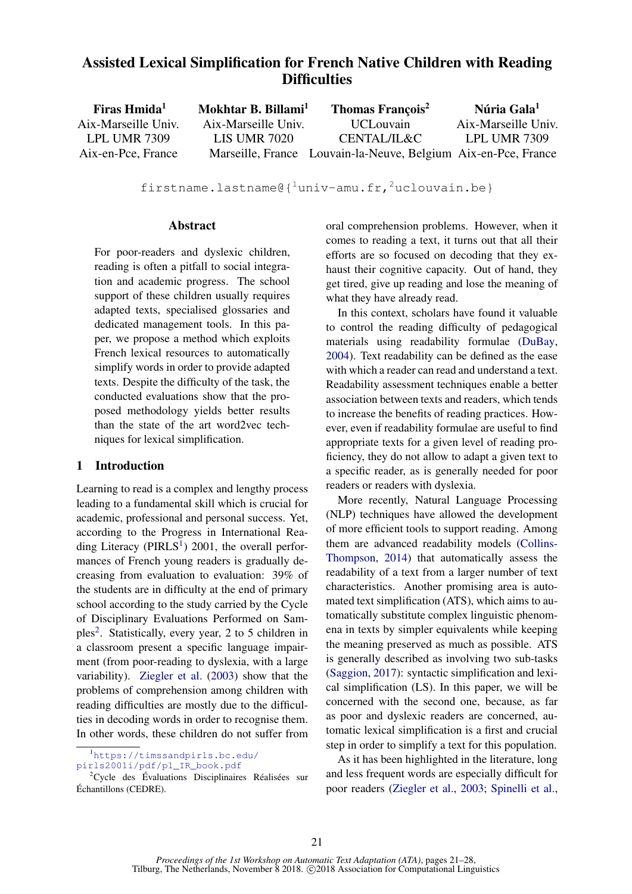# Assisted Lexical Simplification for French Native Children with Reading Difficulties

**Firas Hmida**[1]
Aix-Marseille Univ.
LPL UMR 7309
Aix-en-Pce, France

**Mokhtar B. Billami**[1]
Aix-Marseille Univ.
LIS UMR 7020
Marseille, France

**Thomas François**[2]
UCLouvain
CENTAL/IL&C
Louvain-la-Neuve, Belgium

**Núria Gala**[1]
Aix-Marseille Univ.
LPL UMR 7309
Aix-en-Pce, France

firstname.lastname@{[1]univ-amu.fr,[2]uclouvain.be}

## Abstract

For poor-readers and dyslexic children, reading is often a pitfall to social integration and academic progress. The school support of these children usually requires adapted texts, specialised glossaries and dedicated management tools. In this paper, we propose a method which exploits French lexical resources to automatically simplify words in order to provide adapted texts. Despite the difficulty of the task, the conducted evaluations show that the proposed methodology yields better results than the state of the art word2vec techniques for lexical simplification.

## 1 Introduction

Learning to read is a complex and lengthy process leading to a fundamental skill which is crucial for academic, professional and personal success. Yet, according to the Progress in International Reading Literacy (PIRLS[1]) 2001, the overall performances of French young readers is gradually decreasing from evaluation to evaluation: 39% of the students are in difficulty at the end of primary school according to the study carried by the Cycle of Disciplinary Evaluations Performed on Samples[2]. Statistically, every year, 2 to 5 children in a classroom present a specific language impairment (from poor-reading to dyslexia, with a large variability). Ziegler et al. (2003) show that the problems of comprehension among children with reading difficulties are mostly due to the difficulties in decoding words in order to recognise them. In other words, these children do not suffer from oral comprehension problems. However, when it comes to reading a text, it turns out that all their efforts are so focused on decoding that they exhaust their cognitive capacity. Out of hand, they get tired, give up reading and lose the meaning of what they have already read.

In this context, scholars have found it valuable to control the reading difficulty of pedagogical materials using readability formulae (DuBay, 2004). Text readability can be defined as the ease with which a reader can read and understand a text. Readability assessment techniques enable a better association between texts and readers, which tends to increase the benefits of reading practices. However, even if readability formulae are useful to find appropriate texts for a given level of reading proficiency, they do not allow to adapt a given text to a specific reader, as is generally needed for poor readers or readers with dyslexia.

More recently, Natural Language Processing (NLP) techniques have allowed the development of more efficient tools to support reading. Among them are advanced readability models (Collins-Thompson, 2014) that automatically assess the readability of a text from a larger number of text characteristics. Another promising area is automated text simplification (ATS), which aims to automatically substitute complex linguistic phenomena in texts by simpler equivalents while keeping the meaning preserved as much as possible. ATS is generally described as involving two sub-tasks (Saggion, 2017): syntactic simplification and lexical simplification (LS). In this paper, we will be concerned with the second one, because, as far as poor and dyslexic readers are concerned, automatic lexical simplification is a first and crucial step in order to simplify a text for this population.

As it has been highlighted in the literature, long and less frequent words are especially difficult for poor readers (Ziegler et al., 2003; Spinelli et al.,

[1] https://timssandpirls.bc.edu/pirls2001i/pdf/p1_IR_book.pdf

[2] Cycle des Évaluations Disciplinaires Réalisées sur Échantillons (CEDRE).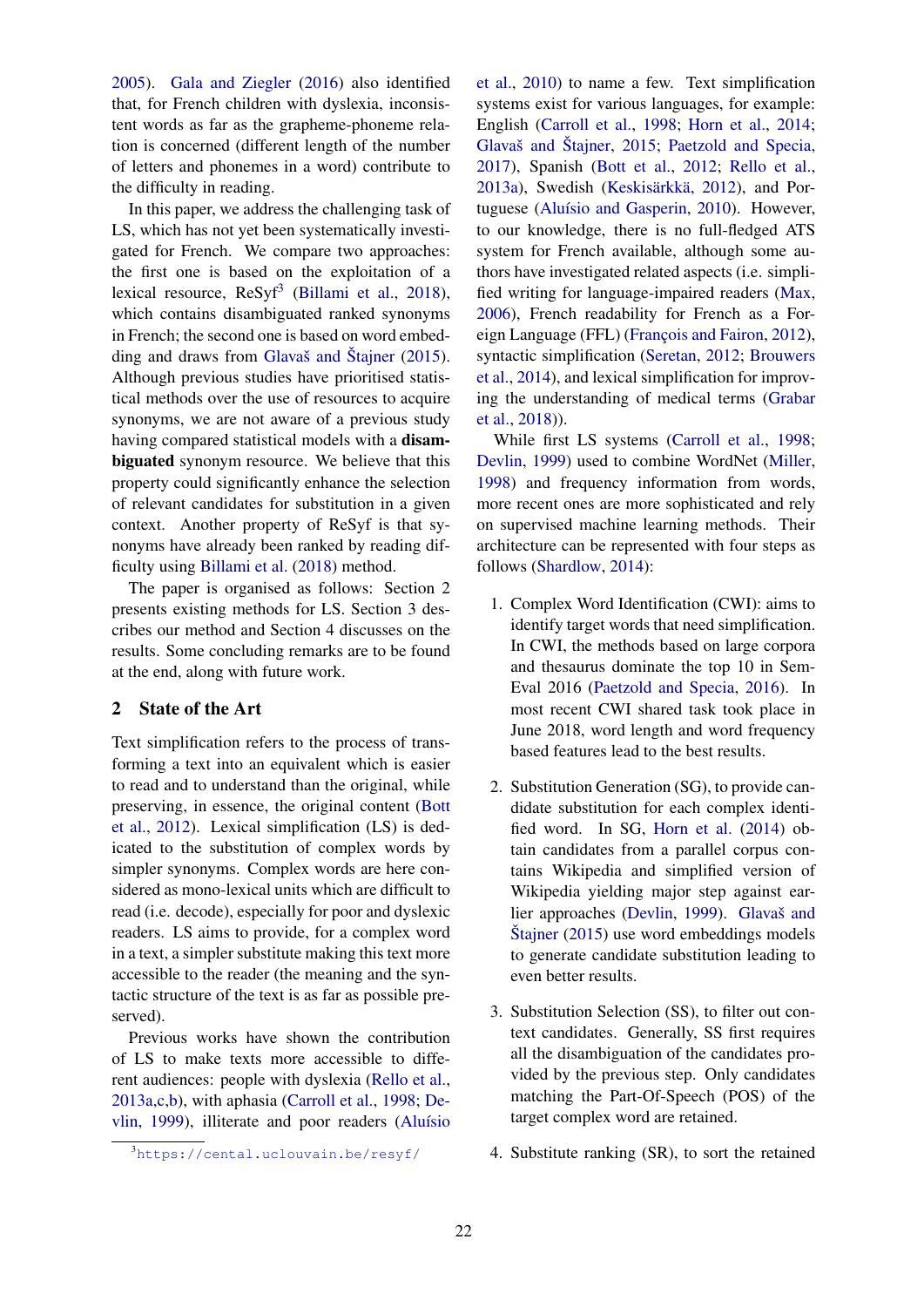2005). Gala and Ziegler (2016) also identified that, for French children with dyslexia, inconsistent words as far as the grapheme-phoneme relation is concerned (different length of the number of letters and phonemes in a word) contribute to the difficulty in reading.

In this paper, we address the challenging task of LS, which has not yet been systematically investigated for French. We compare two approaches: the first one is based on the exploitation of a lexical resource, ReSyf[3] (Billami et al., 2018), which contains disambiguated ranked synonyms in French; the second one is based on word embedding and draws from Glavaš and Štajner (2015). Although previous studies have prioritised statistical methods over the use of resources to acquire synonyms, we are not aware of a previous study having compared statistical models with a **disambiguated** synonym resource. We believe that this property could significantly enhance the selection of relevant candidates for substitution in a given context. Another property of ReSyf is that synonyms have already been ranked by reading difficulty using Billami et al. (2018) method.

The paper is organised as follows: Section 2 presents existing methods for LS. Section 3 describes our method and Section 4 discusses on the results. Some concluding remarks are to be found at the end, along with future work.

## 2 State of the Art

Text simplification refers to the process of transforming a text into an equivalent which is easier to read and to understand than the original, while preserving, in essence, the original content (Bott et al., 2012). Lexical simplification (LS) is dedicated to the substitution of complex words by simpler synonyms. Complex words are here considered as mono-lexical units which are difficult to read (i.e. decode), especially for poor and dyslexic readers. LS aims to provide, for a complex word in a text, a simpler substitute making this text more accessible to the reader (the meaning and the syntactic structure of the text is as far as possible preserved).

Previous works have shown the contribution of LS to make texts more accessible to different audiences: people with dyslexia (Rello et al., 2013a,c,b), with aphasia (Carroll et al., 1998; Devlin, 1999), illiterate and poor readers (Aluísio et al., 2010) to name a few. Text simplification systems exist for various languages, for example: English (Carroll et al., 1998; Horn et al., 2014; Glavaš and Štajner, 2015; Paetzold and Specia, 2017), Spanish (Bott et al., 2012; Rello et al., 2013a), Swedish (Keskisärkkä, 2012), and Portuguese (Aluísio and Gasperin, 2010). However, to our knowledge, there is no full-fledged ATS system for French available, although some authors have investigated related aspects (i.e. simplified writing for language-impaired readers (Max, 2006), French readability for French as a Foreign Language (FFL) (François and Fairon, 2012), syntactic simplification (Seretan, 2012; Brouwers et al., 2014), and lexical simplification for improving the understanding of medical terms (Grabar et al., 2018)).

While first LS systems (Carroll et al., 1998; Devlin, 1999) used to combine WordNet (Miller, 1998) and frequency information from words, more recent ones are more sophisticated and rely on supervised machine learning methods. Their architecture can be represented with four steps as follows (Shardlow, 2014):

1. Complex Word Identification (CWI): aims to identify target words that need simplification. In CWI, the methods based on large corpora and thesaurus dominate the top 10 in SemEval 2016 (Paetzold and Specia, 2016). In most recent CWI shared task took place in June 2018, word length and word frequency based features lead to the best results.

2. Substitution Generation (SG), to provide candidate substitution for each complex identified word. In SG, Horn et al. (2014) obtain candidates from a parallel corpus contains Wikipedia and simplified version of Wikipedia yielding major step against earlier approaches (Devlin, 1999). Glavaš and Štajner (2015) use word embeddings models to generate candidate substitution leading to even better results.

3. Substitution Selection (SS), to filter out context candidates. Generally, SS first requires all the disambiguation of the candidates provided by the previous step. Only candidates matching the Part-Of-Speech (POS) of the target complex word are retained.

4. Substitute ranking (SR), to sort the retained

[3] https://cental.uclouvain.be/resyf/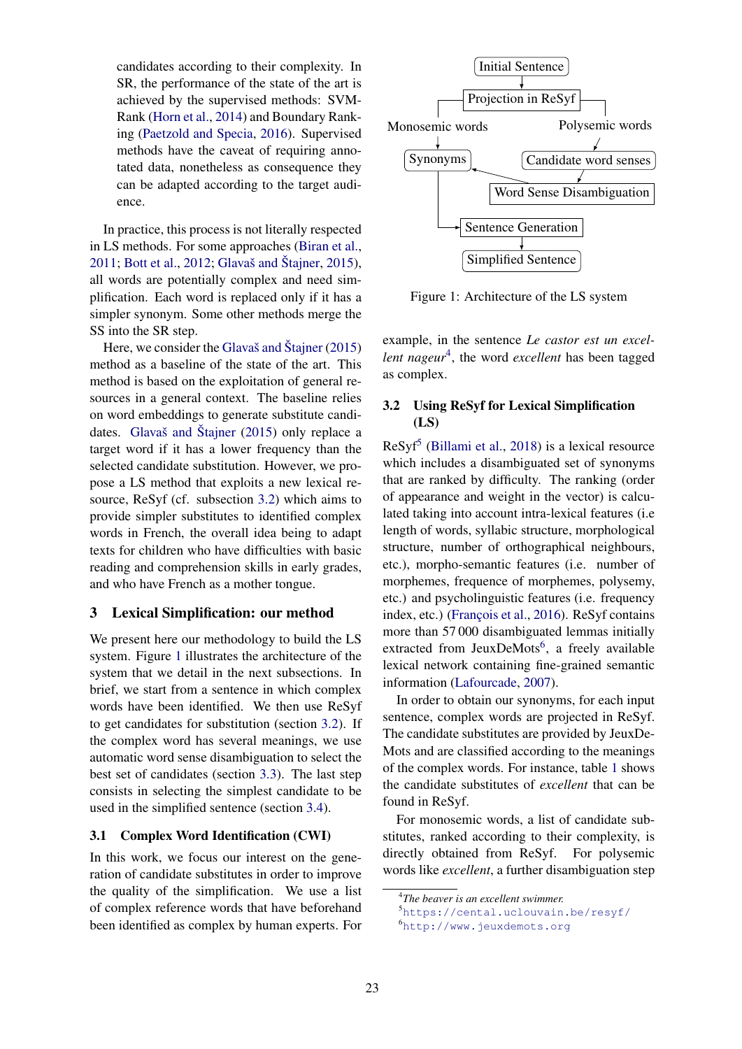candidates according to their complexity. In SR, the performance of the state of the art is achieved by the supervised methods: SVM-Rank (Horn et al., 2014) and Boundary Ranking (Paetzold and Specia, 2016). Supervised methods have the caveat of requiring annotated data, nonetheless as consequence they can be adapted according to the target audience.

In practice, this process is not literally respected in LS methods. For some approaches (Biran et al., 2011; Bott et al., 2012; Glavaš and Štajner, 2015), all words are potentially complex and need simplification. Each word is replaced only if it has a simpler synonym. Some other methods merge the SS into the SR step.

Here, we consider the Glavaš and Štajner (2015) method as a baseline of the state of the art. This method is based on the exploitation of general resources in a general context. The baseline relies on word embeddings to generate substitute candidates. Glavaš and Štajner (2015) only replace a target word if it has a lower frequency than the selected candidate substitution. However, we propose a LS method that exploits a new lexical resource, ReSyf (cf. subsection 3.2) which aims to provide simpler substitutes to identified complex words in French, the overall idea being to adapt texts for children who have difficulties with basic reading and comprehension skills in early grades, and who have French as a mother tongue.

## 3 Lexical Simplification: our method

We present here our methodology to build the LS system. Figure 1 illustrates the architecture of the system that we detail in the next subsections. In brief, we start from a sentence in which complex words have been identified. We then use ReSyf to get candidates for substitution (section 3.2). If the complex word has several meanings, we use automatic word sense disambiguation to select the best set of candidates (section 3.3). The last step consists in selecting the simplest candidate to be used in the simplified sentence (section 3.4).

### 3.1 Complex Word Identification (CWI)

In this work, we focus our interest on the generation of candidate substitutes in order to improve the quality of the simplification. We use a list of complex reference words that have beforehand been identified as complex by human experts. For example, in the sentence *Le castor est un excellent nageur*[4], the word *excellent* has been tagged as complex.

Initial Sentence → Projection in ReSyf → Monosemic words → Synonyms; Polysemic words → Candidate word senses → Word Sense Disambiguation → Synonyms; Synonyms → Sentence Generation → Simplified Sentence

Figure 1: Architecture of the LS system

### 3.2 Using ReSyf for Lexical Simplification (LS)

ReSyf[5] (Billami et al., 2018) is a lexical resource which includes a disambiguated set of synonyms that are ranked by difficulty. The ranking (order of appearance and weight in the vector) is calculated taking into account intra-lexical features (i.e length of words, syllabic structure, morphological structure, number of orthographical neighbours, etc.), morpho-semantic features (i.e. number of morphemes, frequence of morphemes, polysemy, etc.) and psycholinguistic features (i.e. frequency index, etc.) (François et al., 2016). ReSyf contains more than 57 000 disambiguated lemmas initially extracted from JeuxDeMots[6], a freely available lexical network containing fine-grained semantic information (Lafourcade, 2007).

In order to obtain our synonyms, for each input sentence, complex words are projected in ReSyf. The candidate substitutes are provided by JeuxDeMots and are classified according to the meanings of the complex words. For instance, table 1 shows the candidate substitutes of *excellent* that can be found in ReSyf.

For monosemic words, a list of candidate substitutes, ranked according to their complexity, is directly obtained from ReSyf. For polysemic words like *excellent*, a further disambiguation step

[4] *The beaver is an excellent swimmer.*
[5] https://cental.uclouvain.be/resyf/
[6] http://www.jeuxdemots.org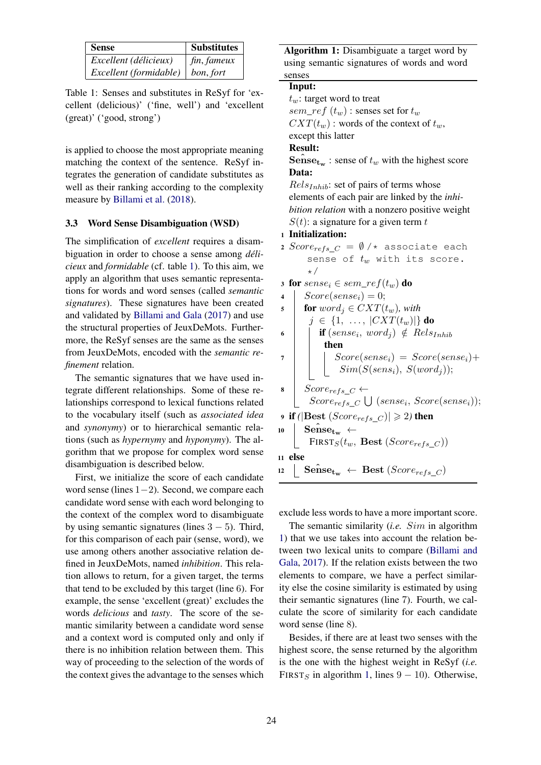| Sense | Substitutes |
|---|---|
| *Excellent (délicieux)* | *fin, fameux* |
| *Excellent (formidable)* | *bon, fort* |

Table 1: Senses and substitutes in ReSyf for 'excellent (delicious)' ('fine, well') and 'excellent (great)' ('good, strong')

is applied to choose the most appropriate meaning matching the context of the sentence. ReSyf integrates the generation of candidate substitutes as well as their ranking according to the complexity measure by Billami et al. (2018).

### 3.3 Word Sense Disambiguation (WSD)

The simplification of *excellent* requires a disambiguation in order to choose a sense among *délicieux* and *formidable* (cf. table 1). To this aim, we apply an algorithm that uses semantic representations for words and word senses (called *semantic signatures*). These signatures have been created and validated by Billami and Gala (2017) and use the structural properties of JeuxDeMots. Furthermore, the ReSyf senses are the same as the senses from JeuxDeMots, encoded with the *semantic refinement* relation.

The semantic signatures that we have used integrate different relationships. Some of these relationships correspond to lexical functions related to the vocabulary itself (such as *associated idea* and *synonymy*) or to hierarchical semantic relations (such as *hypernymy* and *hyponymy*). The algorithm that we propose for complex word sense disambiguation is described below.

First, we initialize the score of each candidate word sense (lines $1-2$). Second, we compare each candidate word sense with each word belonging to the context of the complex word to disambiguate by using semantic signatures (lines $3-5$). Third, for this comparison of each pair (sense, word), we use among others another associative relation defined in JeuxDeMots, named *inhibition*. This relation allows to return, for a given target, the terms that tend to be excluded by this target (line 6). For example, the sense 'excellent (great)' excludes the words *delicious* and *tasty*. The score of the semantic similarity between a candidate word sense and a context word is computed only and only if there is no inhibition relation between them. This way of proceeding to the selection of the words of the context gives the advantage to the senses which

**Algorithm 1:** Disambiguate a target word by using semantic signatures of words and word senses

**Input:**
$t_w$: target word to treat
$sem\_ref\ (t_w)$ : senses set for $t_w$
$CXT(t_w)$ : words of the context of $t_w$, except this latter

**Result:**
$\hat{\textbf{Sense}}_{\textbf{t}_\textbf{w}}$ : sense of $t_w$ with the highest score

**Data:**
$Rels_{Inhib}$: set of pairs of terms whose elements of each pair are linked by the *inhibition relation* with a nonzero positive weight
$S(t)$: a signature for a given term $t$

```
1  Initialization:
2  Score_refs_C = ∅ /* associate each
       sense of t_w with its score.
       */
3  for sense_i ∈ sem_ref(t_w) do
4  |   Score(sense_i) = 0;
5  |   for word_j ∈ CXT(t_w), with
   |     j ∈ {1, ..., |CXT(t_w)|} do
6  |   |   if (sense_i, word_j) ∉ Rels_Inhib
   |   |     then
7  |   |   |   Score(sense_i) = Score(sense_i)+
   |   |   |     Sim(S(sens_i), S(word_j));
8  |   Score_refs_C ←
   |     Score_refs_C ⋃ (sense_i, Score(sense_i));
9  if (|Best (Score_refs_C)| ⩾ 2) then
10 |   Ŝense_tw ←
   |     FIRST_S(t_w, Best (Score_refs_C))
11 else
12 |   Ŝense_tw ← Best (Score_refs_C)
```

exclude less words to have a more important score.

The semantic similarity (*i.e.* $Sim$ in algorithm 1) that we use takes into account the relation between two lexical units to compare (Billami and Gala, 2017). If the relation exists between the two elements to compare, we have a perfect similarity else the cosine similarity is estimated by using their semantic signatures (line 7). Fourth, we calculate the score of similarity for each candidate word sense (line 8).

Besides, if there are at least two senses with the highest score, the sense returned by the algorithm is the one with the highest weight in ReSyf (*i.e.* $\text{FIRST}_S$ in algorithm 1, lines $9-10$). Otherwise,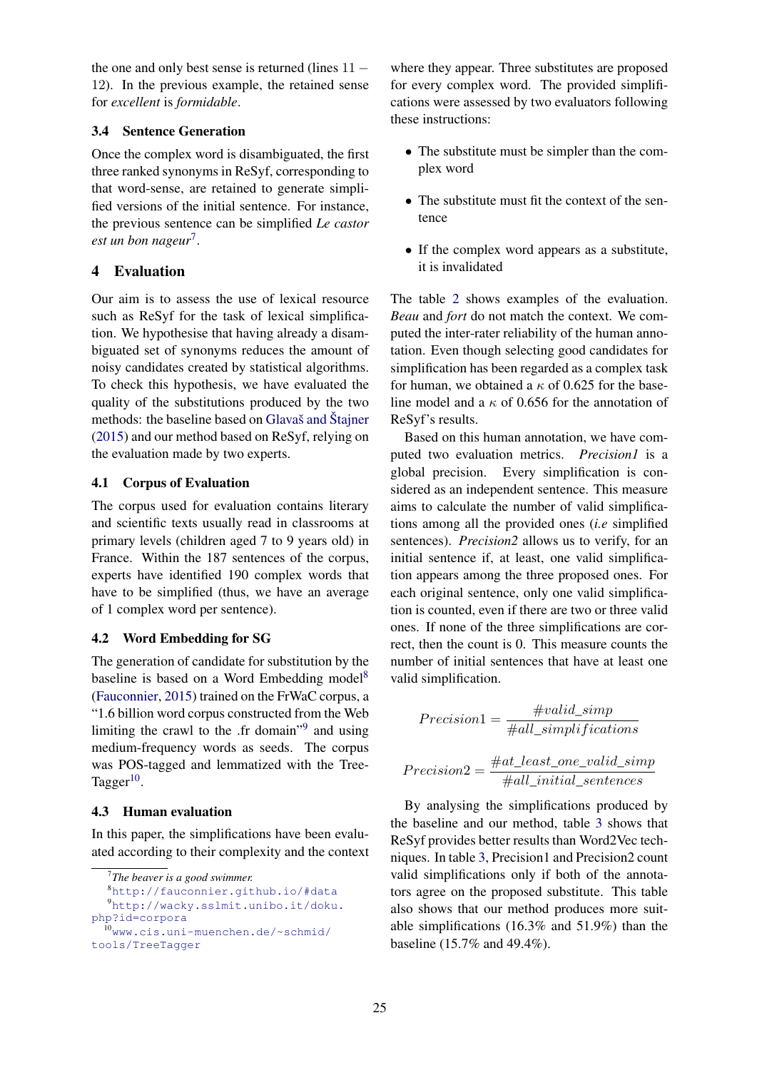the one and only best sense is returned (lines 11 – 12). In the previous example, the retained sense for *excellent* is *formidable*.

### 3.4 Sentence Generation

Once the complex word is disambiguated, the first three ranked synonyms in ReSyf, corresponding to that word-sense, are retained to generate simplified versions of the initial sentence. For instance, the previous sentence can be simplified *Le castor est un bon nageur*[7].

## 4 Evaluation

Our aim is to assess the use of lexical resource such as ReSyf for the task of lexical simplification. We hypothesise that having already a disambiguated set of synonyms reduces the amount of noisy candidates created by statistical algorithms. To check this hypothesis, we have evaluated the quality of the substitutions produced by the two methods: the baseline based on Glavaš and Štajner (2015) and our method based on ReSyf, relying on the evaluation made by two experts.

### 4.1 Corpus of Evaluation

The corpus used for evaluation contains literary and scientific texts usually read in classrooms at primary levels (children aged 7 to 9 years old) in France. Within the 187 sentences of the corpus, experts have identified 190 complex words that have to be simplified (thus, we have an average of 1 complex word per sentence).

### 4.2 Word Embedding for SG

The generation of candidate for substitution by the baseline is based on a Word Embedding model[8] (Fauconnier, 2015) trained on the FrWaC corpus, a "1.6 billion word corpus constructed from the Web limiting the crawl to the .fr domain"[9] and using medium-frequency words as seeds. The corpus was POS-tagged and lemmatized with the Tree-Tagger[10].

### 4.3 Human evaluation

In this paper, the simplifications have been evaluated according to their complexity and the context where they appear. Three substitutes are proposed for every complex word. The provided simplifications were assessed by two evaluators following these instructions:

- The substitute must be simpler than the complex word
- The substitute must fit the context of the sentence
- If the complex word appears as a substitute, it is invalidated

The table 2 shows examples of the evaluation. *Beau* and *fort* do not match the context. We computed the inter-rater reliability of the human annotation. Even though selecting good candidates for simplification has been regarded as a complex task for human, we obtained a $\kappa$ of 0.625 for the baseline model and a $\kappa$ of 0.656 for the annotation of ReSyf's results.

Based on this human annotation, we have computed two evaluation metrics. *Precision1* is a global precision. Every simplification is considered as an independent sentence. This measure aims to calculate the number of valid simplifications among all the provided ones (*i.e* simplified sentences). *Precision2* allows us to verify, for an initial sentence if, at least, one valid simplification appears among the three proposed ones. For each original sentence, only one valid simplification is counted, even if there are two or three valid ones. If none of the three simplifications are correct, then the count is 0. This measure counts the number of initial sentences that have at least one valid simplification.

$$Precision1 = \frac{\#valid\_simp}{\#all\_simplifications}$$

$$Precision2 = \frac{\#at\_least\_one\_valid\_simp}{\#all\_initial\_sentences}$$

By analysing the simplifications produced by the baseline and our method, table 3 shows that ReSyf provides better results than Word2Vec techniques. In table 3, Precision1 and Precision2 count valid simplifications only if both of the annotators agree on the proposed substitute. This table also shows that our method produces more suitable simplifications (16.3% and 51.9%) than the baseline (15.7% and 49.4%).

[7] *The beaver is a good swimmer.*

[8] http://fauconnier.github.io/#data

[9] http://wacky.sslmit.unibo.it/doku.php?id=corpora

[10] www.cis.uni-muenchen.de/~schmid/tools/TreeTagger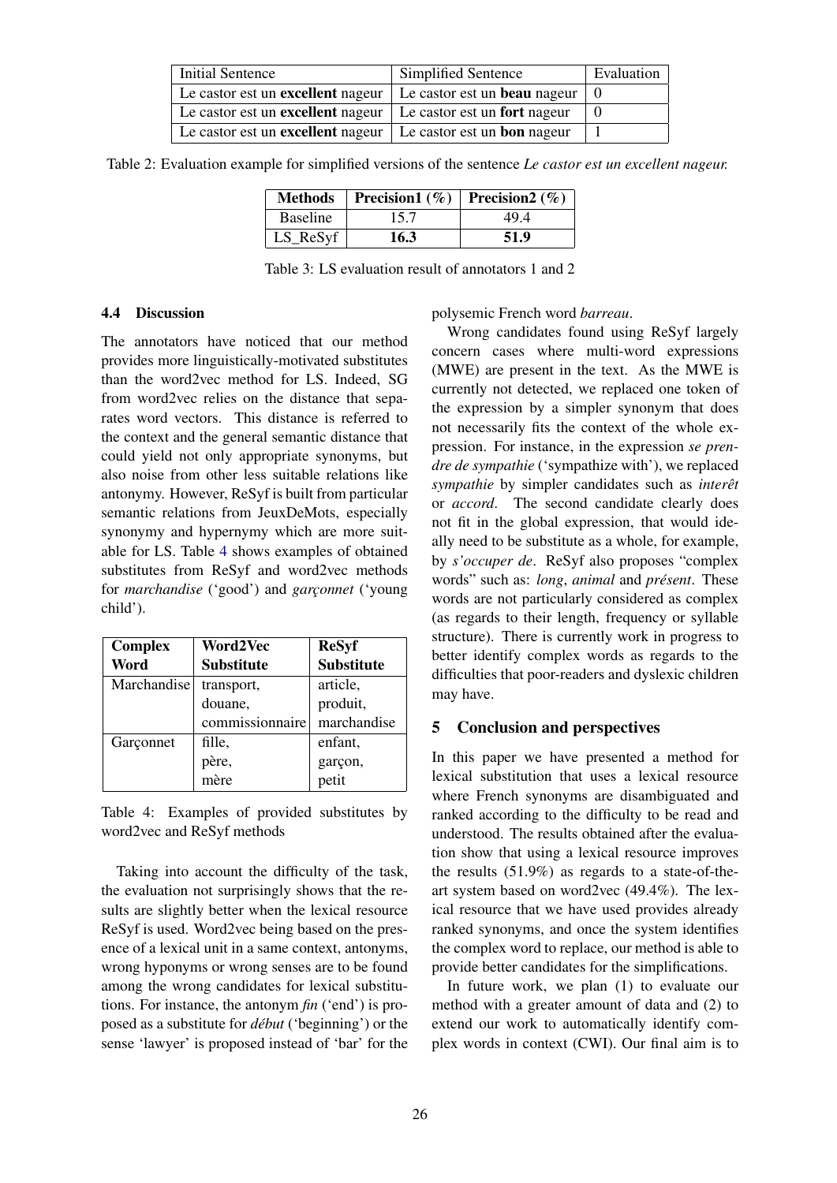| Initial Sentence | Simplified Sentence | Evaluation |
|---|---|---|
| Le castor est un **excellent** nageur | Le castor est un **beau** nageur | 0 |
| Le castor est un **excellent** nageur | Le castor est un **fort** nageur | 0 |
| Le castor est un **excellent** nageur | Le castor est un **bon** nageur | 1 |

Table 2: Evaluation example for simplified versions of the sentence *Le castor est un excellent nageur.*

| **Methods** | **Precision1 (%)** | **Precision2 (%)** |
|---|---|---|
| Baseline | 15.7 | 49.4 |
| LS_ReSyf | **16.3** | **51.9** |

Table 3: LS evaluation result of annotators 1 and 2

### 4.4 Discussion

The annotators have noticed that our method provides more linguistically-motivated substitutes than the word2vec method for LS. Indeed, SG from word2vec relies on the distance that separates word vectors. This distance is referred to the context and the general semantic distance that could yield not only appropriate synonyms, but also noise from other less suitable relations like antonymy. However, ReSyf is built from particular semantic relations from JeuxDeMots, especially synonymy and hypernymy which are more suitable for LS. Table 4 shows examples of obtained substitutes from ReSyf and word2vec methods for *marchandise* ('good') and *garçonnet* ('young child').

| **Complex Word** | **Word2Vec Substitute** | **ReSyf Substitute** |
|---|---|---|
| Marchandise | transport, douane, commissionnaire | article, produit, marchandise |
| Garçonnet | fille, père, mère | enfant, garçon, petit |

Table 4: Examples of provided substitutes by word2vec and ReSyf methods

Taking into account the difficulty of the task, the evaluation not surprisingly shows that the results are slightly better when the lexical resource ReSyf is used. Word2vec being based on the presence of a lexical unit in a same context, antonyms, wrong hyponyms or wrong senses are to be found among the wrong candidates for lexical substitutions. For instance, the antonym *fin* ('end') is proposed as a substitute for *début* ('beginning') or the sense 'lawyer' is proposed instead of 'bar' for the polysemic French word *barreau*.

Wrong candidates found using ReSyf largely concern cases where multi-word expressions (MWE) are present in the text. As the MWE is currently not detected, we replaced one token of the expression by a simpler synonym that does not necessarily fits the context of the whole expression. For instance, in the expression *se prendre de sympathie* ('sympathize with'), we replaced *sympathie* by simpler candidates such as *interêt* or *accord*. The second candidate clearly does not fit in the global expression, that would ideally need to be substitute as a whole, for example, by *s'occuper de*. ReSyf also proposes "complex words" such as: *long*, *animal* and *présent*. These words are not particularly considered as complex (as regards to their length, frequency or syllable structure). There is currently work in progress to better identify complex words as regards to the difficulties that poor-readers and dyslexic children may have.

## 5 Conclusion and perspectives

In this paper we have presented a method for lexical substitution that uses a lexical resource where French synonyms are disambiguated and ranked according to the difficulty to be read and understood. The results obtained after the evaluation show that using a lexical resource improves the results (51.9%) as regards to a state-of-the-art system based on word2vec (49.4%). The lexical resource that we have used provides already ranked synonyms, and once the system identifies the complex word to replace, our method is able to provide better candidates for the simplifications.

In future work, we plan (1) to evaluate our method with a greater amount of data and (2) to extend our work to automatically identify complex words in context (CWI). Our final aim is to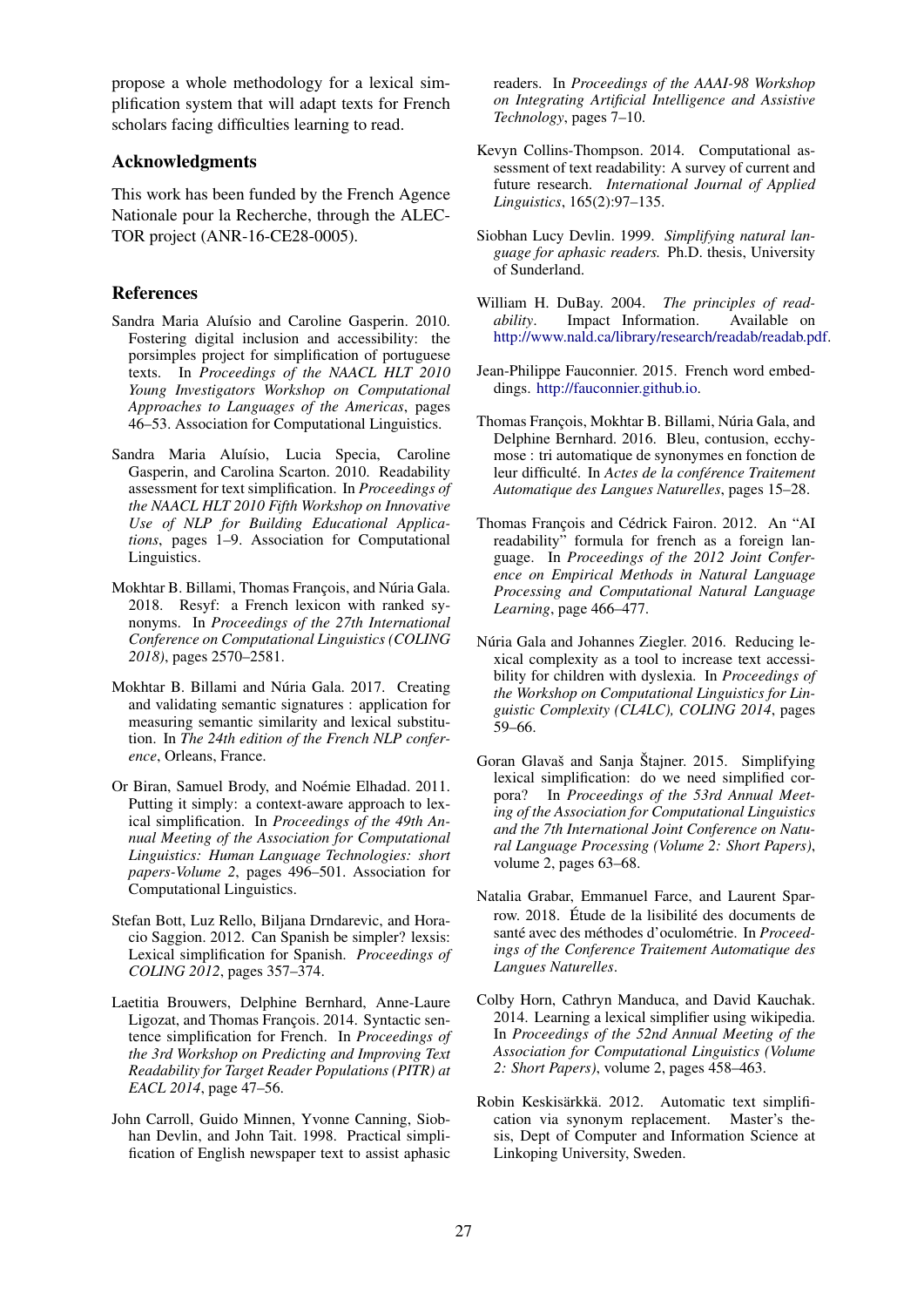propose a whole methodology for a lexical simplification system that will adapt texts for French scholars facing difficulties learning to read.

## Acknowledgments

This work has been funded by the French Agence Nationale pour la Recherche, through the ALECTOR project (ANR-16-CE28-0005).

## References

Sandra Maria Aluísio and Caroline Gasperin. 2010. Fostering digital inclusion and accessibility: the porsimples project for simplification of portuguese texts. In *Proceedings of the NAACL HLT 2010 Young Investigators Workshop on Computational Approaches to Languages of the Americas*, pages 46–53. Association for Computational Linguistics.

Sandra Maria Aluísio, Lucia Specia, Caroline Gasperin, and Carolina Scarton. 2010. Readability assessment for text simplification. In *Proceedings of the NAACL HLT 2010 Fifth Workshop on Innovative Use of NLP for Building Educational Applications*, pages 1–9. Association for Computational Linguistics.

Mokhtar B. Billami, Thomas François, and Núria Gala. 2018. Resyf: a French lexicon with ranked synonyms. In *Proceedings of the 27th International Conference on Computational Linguistics (COLING 2018)*, pages 2570–2581.

Mokhtar B. Billami and Núria Gala. 2017. Creating and validating semantic signatures : application for measuring semantic similarity and lexical substitution. In *The 24th edition of the French NLP conference*, Orleans, France.

Or Biran, Samuel Brody, and Noémie Elhadad. 2011. Putting it simply: a context-aware approach to lexical simplification. In *Proceedings of the 49th Annual Meeting of the Association for Computational Linguistics: Human Language Technologies: short papers-Volume 2*, pages 496–501. Association for Computational Linguistics.

Stefan Bott, Luz Rello, Biljana Drndarevic, and Horacio Saggion. 2012. Can Spanish be simpler? lexsis: Lexical simplification for Spanish. *Proceedings of COLING 2012*, pages 357–374.

Laetitia Brouwers, Delphine Bernhard, Anne-Laure Ligozat, and Thomas François. 2014. Syntactic sentence simplification for French. In *Proceedings of the 3rd Workshop on Predicting and Improving Text Readability for Target Reader Populations (PITR) at EACL 2014*, page 47–56.

John Carroll, Guido Minnen, Yvonne Canning, Siobhan Devlin, and John Tait. 1998. Practical simplification of English newspaper text to assist aphasic readers. In *Proceedings of the AAAI-98 Workshop on Integrating Artificial Intelligence and Assistive Technology*, pages 7–10.

Kevyn Collins-Thompson. 2014. Computational assessment of text readability: A survey of current and future research. *International Journal of Applied Linguistics*, 165(2):97–135.

Siobhan Lucy Devlin. 1999. *Simplifying natural language for aphasic readers.* Ph.D. thesis, University of Sunderland.

William H. DuBay. 2004. *The principles of readability*. Impact Information. Available on http://www.nald.ca/library/research/readab/readab.pdf.

Jean-Philippe Fauconnier. 2015. French word embeddings. http://fauconnier.github.io.

Thomas François, Mokhtar B. Billami, Núria Gala, and Delphine Bernhard. 2016. Bleu, contusion, ecchymose : tri automatique de synonymes en fonction de leur difficulté. In *Actes de la conférence Traitement Automatique des Langues Naturelles*, pages 15–28.

Thomas François and Cédrick Fairon. 2012. An "AI readability" formula for french as a foreign language. In *Proceedings of the 2012 Joint Conference on Empirical Methods in Natural Language Processing and Computational Natural Language Learning*, page 466–477.

Núria Gala and Johannes Ziegler. 2016. Reducing lexical complexity as a tool to increase text accessibility for children with dyslexia. In *Proceedings of the Workshop on Computational Linguistics for Linguistic Complexity (CL4LC), COLING 2014*, pages 59–66.

Goran Glavaš and Sanja Štajner. 2015. Simplifying lexical simplification: do we need simplified corpora? In *Proceedings of the 53rd Annual Meeting of the Association for Computational Linguistics and the 7th International Joint Conference on Natural Language Processing (Volume 2: Short Papers)*, volume 2, pages 63–68.

Natalia Grabar, Emmanuel Farce, and Laurent Sparrow. 2018. Étude de la lisibilité des documents de santé avec des méthodes d'oculométrie. In *Proceedings of the Conference Traitement Automatique des Langues Naturelles*.

Colby Horn, Cathryn Manduca, and David Kauchak. 2014. Learning a lexical simplifier using wikipedia. In *Proceedings of the 52nd Annual Meeting of the Association for Computational Linguistics (Volume 2: Short Papers)*, volume 2, pages 458–463.

Robin Keskisärkkä. 2012. Automatic text simplification via synonym replacement. Master's thesis, Dept of Computer and Information Science at Linkoping University, Sweden.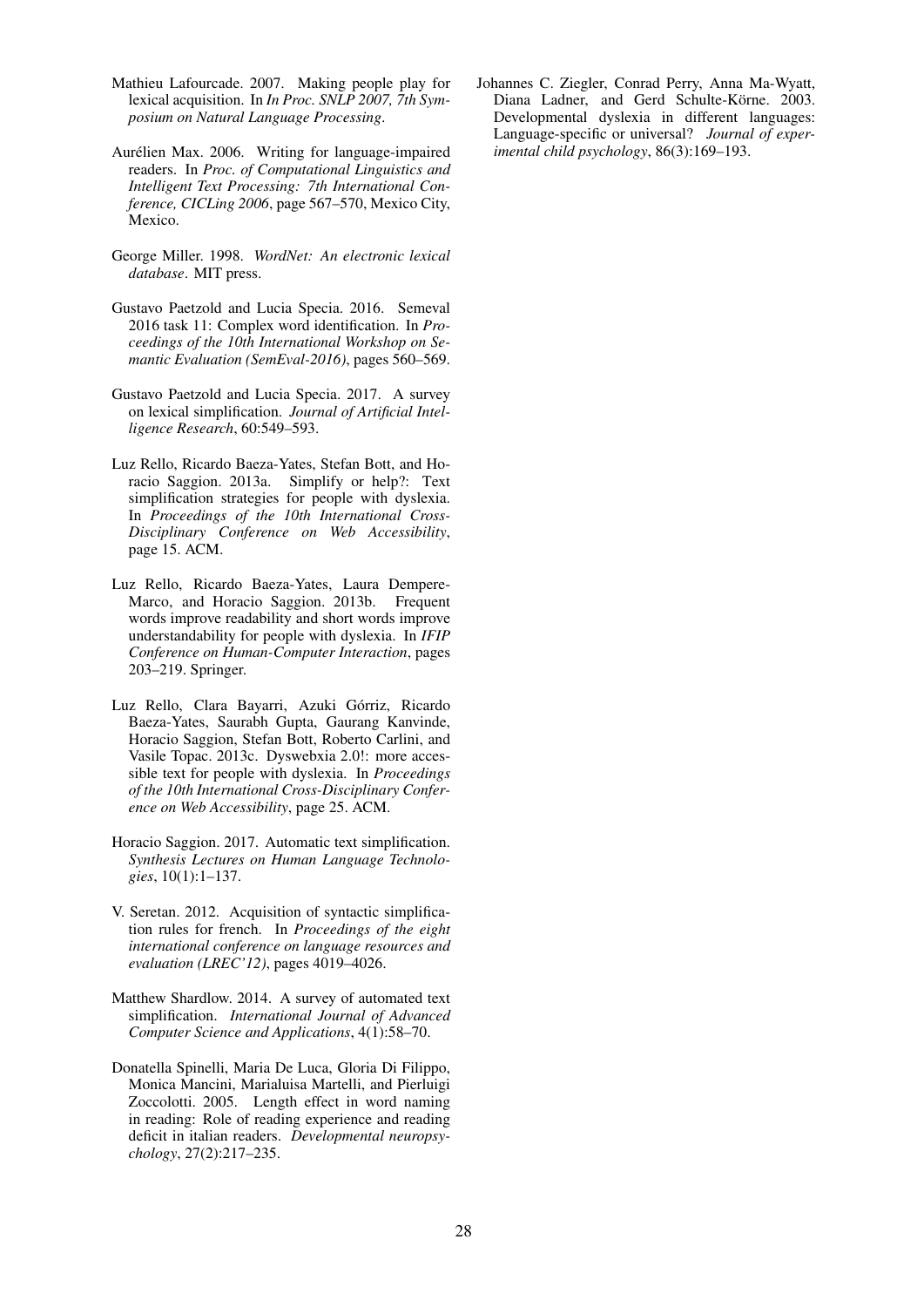Mathieu Lafourcade. 2007. Making people play for lexical acquisition. In *In Proc. SNLP 2007, 7th Symposium on Natural Language Processing*.

Aurélien Max. 2006. Writing for language-impaired readers. In *Proc. of Computational Linguistics and Intelligent Text Processing: 7th International Conference, CICLing 2006*, page 567–570, Mexico City, Mexico.

George Miller. 1998. *WordNet: An electronic lexical database*. MIT press.

Gustavo Paetzold and Lucia Specia. 2016. Semeval 2016 task 11: Complex word identification. In *Proceedings of the 10th International Workshop on Semantic Evaluation (SemEval-2016)*, pages 560–569.

Gustavo Paetzold and Lucia Specia. 2017. A survey on lexical simplification. *Journal of Artificial Intelligence Research*, 60:549–593.

Luz Rello, Ricardo Baeza-Yates, Stefan Bott, and Horacio Saggion. 2013a. Simplify or help?: Text simplification strategies for people with dyslexia. In *Proceedings of the 10th International Cross-Disciplinary Conference on Web Accessibility*, page 15. ACM.

Luz Rello, Ricardo Baeza-Yates, Laura Dempere-Marco, and Horacio Saggion. 2013b. Frequent words improve readability and short words improve understandability for people with dyslexia. In *IFIP Conference on Human-Computer Interaction*, pages 203–219. Springer.

Luz Rello, Clara Bayarri, Azuki Górriz, Ricardo Baeza-Yates, Saurabh Gupta, Gaurang Kanvinde, Horacio Saggion, Stefan Bott, Roberto Carlini, and Vasile Topac. 2013c. Dyswebxia 2.0!: more accessible text for people with dyslexia. In *Proceedings of the 10th International Cross-Disciplinary Conference on Web Accessibility*, page 25. ACM.

Horacio Saggion. 2017. Automatic text simplification. *Synthesis Lectures on Human Language Technologies*, 10(1):1–137.

V. Seretan. 2012. Acquisition of syntactic simplification rules for french. In *Proceedings of the eight international conference on language resources and evaluation (LREC'12)*, pages 4019–4026.

Matthew Shardlow. 2014. A survey of automated text simplification. *International Journal of Advanced Computer Science and Applications*, 4(1):58–70.

Donatella Spinelli, Maria De Luca, Gloria Di Filippo, Monica Mancini, Marialuisa Martelli, and Pierluigi Zoccolotti. 2005. Length effect in word naming in reading: Role of reading experience and reading deficit in italian readers. *Developmental neuropsychology*, 27(2):217–235.

Johannes C. Ziegler, Conrad Perry, Anna Ma-Wyatt, Diana Ladner, and Gerd Schulte-Körne. 2003. Developmental dyslexia in different languages: Language-specific or universal? *Journal of experimental child psychology*, 86(3):169–193.